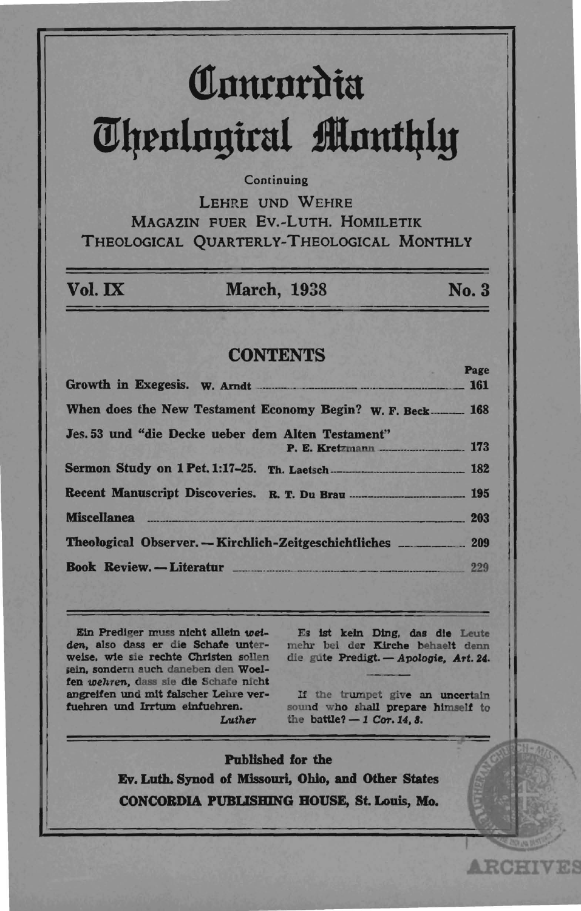# Concordia Theological Monthly

Continuing

LEHRE UND WEHRE
MAGAZIN FUER EV.-LUTH. HOMILETIK
THEOLOGICAL QUARTERLY-THEOLOGICAL MONTHLY

**Vol. IX** **March, 1938** **No. 3**

## CONTENTS

| | Page |
|---|---|
| **Growth in Exegesis.** W. Arndt | 161 |
| **When does the New Testament Economy Begin?** W. F. Beck | 168 |
| **Jes. 53 und "die Decke ueber dem Alten Testament"** P. E. Kretzmann | 173 |
| **Sermon Study on 1 Pet. 1:17-25.** Th. Laetsch | 182 |
| **Recent Manuscript Discoveries.** R. T. Du Brau | 195 |
| **Miscellanea** | 203 |
| **Theological Observer. — Kirchlich-Zeitgeschichtliches** | 209 |
| **Book Review. — Literatur** | 229 |

Ein Prediger muss nicht allein *weiden*, also dass er die Schafe unterweise, wie sie rechte Christen sollen sein, sondern auch daneben den Woelfen *wehren*, dass sie die Schafe nicht angreifen und mit falscher Lehre verfuehren und Irrtum einfuehren.
*Luther*

Es ist kein Ding, das die Leute mehr bei der Kirche behaelt denn die gute Predigt. — *Apologie, Art. 24.*

If the trumpet give an uncertain sound who shall prepare himself to the battle? — *1 Cor. 14, 8.*

**Published for the**
**Ev. Luth. Synod of Missouri, Ohio, and Other States**
**CONCORDIA PUBLISHING HOUSE, St. Louis, Mo.**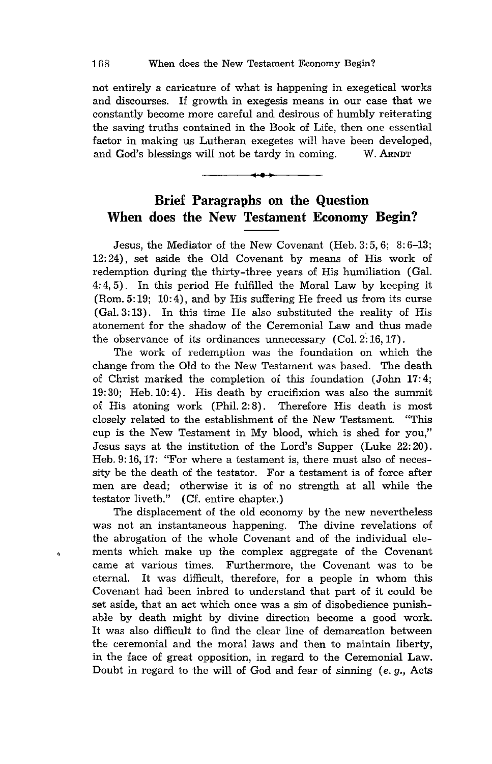not entirely a caricature of what is happening in exegetical works and discourses. If growth in exegesis means in our case that we constantly become more careful and desirous of humbly reiterating the saving truths contained in the Book of Life, then one essential factor in making us Lutheran exegetes will have been developed, and God's blessings will not be tardy in coming. W. ARNDT

---

## Brief Paragraphs on the Question When does the New Testament Economy Begin?

Jesus, the Mediator of the New Covenant (Heb. 3:5, 6; 8:6–13; 12:24), set aside the Old Covenant by means of His work of redemption during the thirty-three years of His humiliation (Gal. 4:4, 5). In this period He fulfilled the Moral Law by keeping it (Rom. 5:19; 10:4), and by His suffering He freed us from its curse (Gal. 3:13). In this time He also substituted the reality of His atonement for the shadow of the Ceremonial Law and thus made the observance of its ordinances unnecessary (Col. 2:16, 17).

The work of redemption was the foundation on which the change from the Old to the New Testament was based. The death of Christ marked the completion of this foundation (John 17:4; 19:30; Heb. 10:4). His death by crucifixion was also the summit of His atoning work (Phil. 2:8). Therefore His death is most closely related to the establishment of the New Testament. "This cup is the New Testament in My blood, which is shed for you," Jesus says at the institution of the Lord's Supper (Luke 22:20). Heb. 9:16, 17: "For where a testament is, there must also of necessity be the death of the testator. For a testament is of force after men are dead; otherwise it is of no strength at all while the testator liveth." (Cf. entire chapter.)

The displacement of the old economy by the new nevertheless was not an instantaneous happening. The divine revelations of the abrogation of the whole Covenant and of the individual elements which make up the complex aggregate of the Covenant came at various times. Furthermore, the Covenant was to be eternal. It was difficult, therefore, for a people in whom this Covenant had been inbred to understand that part of it could be set aside, that an act which once was a sin of disobedience punishable by death might by divine direction become a good work. It was also difficult to find the clear line of demarcation between the ceremonial and the moral laws and then to maintain liberty, in the face of great opposition, in regard to the Ceremonial Law. Doubt in regard to the will of God and fear of sinning (*e. g.*, Acts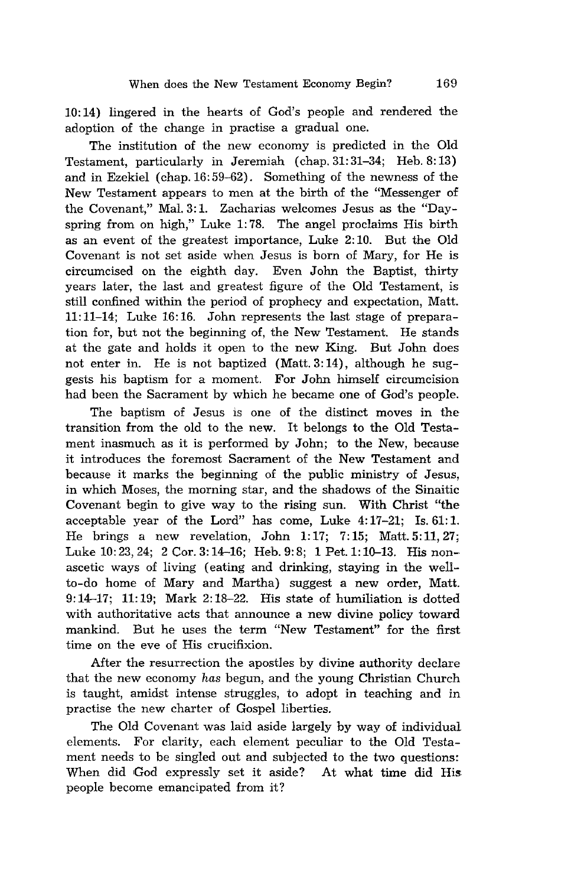10:14) lingered in the hearts of God's people and rendered the adoption of the change in practise a gradual one.

The institution of the new economy is predicted in the Old Testament, particularly in Jeremiah (chap. 31:31–34; Heb. 8:13) and in Ezekiel (chap. 16:59–62). Something of the newness of the New Testament appears to men at the birth of the "Messenger of the Covenant," Mal. 3:1. Zacharias welcomes Jesus as the "Dayspring from on high," Luke 1:78. The angel proclaims His birth as an event of the greatest importance, Luke 2:10. But the Old Covenant is not set aside when Jesus is born of Mary, for He is circumcised on the eighth day. Even John the Baptist, thirty years later, the last and greatest figure of the Old Testament, is still confined within the period of prophecy and expectation, Matt. 11:11–14; Luke 16:16. John represents the last stage of preparation for, but not the beginning of, the New Testament. He stands at the gate and holds it open to the new King. But John does not enter in. He is not baptized (Matt. 3:14), although he suggests his baptism for a moment. For John himself circumcision had been the Sacrament by which he became one of God's people.

The baptism of Jesus is one of the distinct moves in the transition from the old to the new. It belongs to the Old Testament inasmuch as it is performed by John; to the New, because it introduces the foremost Sacrament of the New Testament and because it marks the beginning of the public ministry of Jesus, in which Moses, the morning star, and the shadows of the Sinaitic Covenant begin to give way to the rising sun. With Christ "the acceptable year of the Lord" has come, Luke 4:17–21; Is. 61:1. He brings a new revelation, John 1:17; 7:15; Matt. 5:11, 27; Luke 10:23, 24; 2 Cor. 3:14–16; Heb. 9:8; 1 Pet. 1:10–13. His non-ascetic ways of living (eating and drinking, staying in the well-to-do home of Mary and Martha) suggest a new order, Matt. 9:14–17; 11:19; Mark 2:18–22. His state of humiliation is dotted with authoritative acts that announce a new divine policy toward mankind. But he uses the term "New Testament" for the first time on the eve of His crucifixion.

After the resurrection the apostles by divine authority declare that the new economy *has* begun, and the young Christian Church is taught, amidst intense struggles, to adopt in teaching and in practise the new charter of Gospel liberties.

The Old Covenant was laid aside largely by way of individual elements. For clarity, each element peculiar to the Old Testament needs to be singled out and subjected to the two questions: When did God expressly set it aside? At what time did His people become emancipated from it?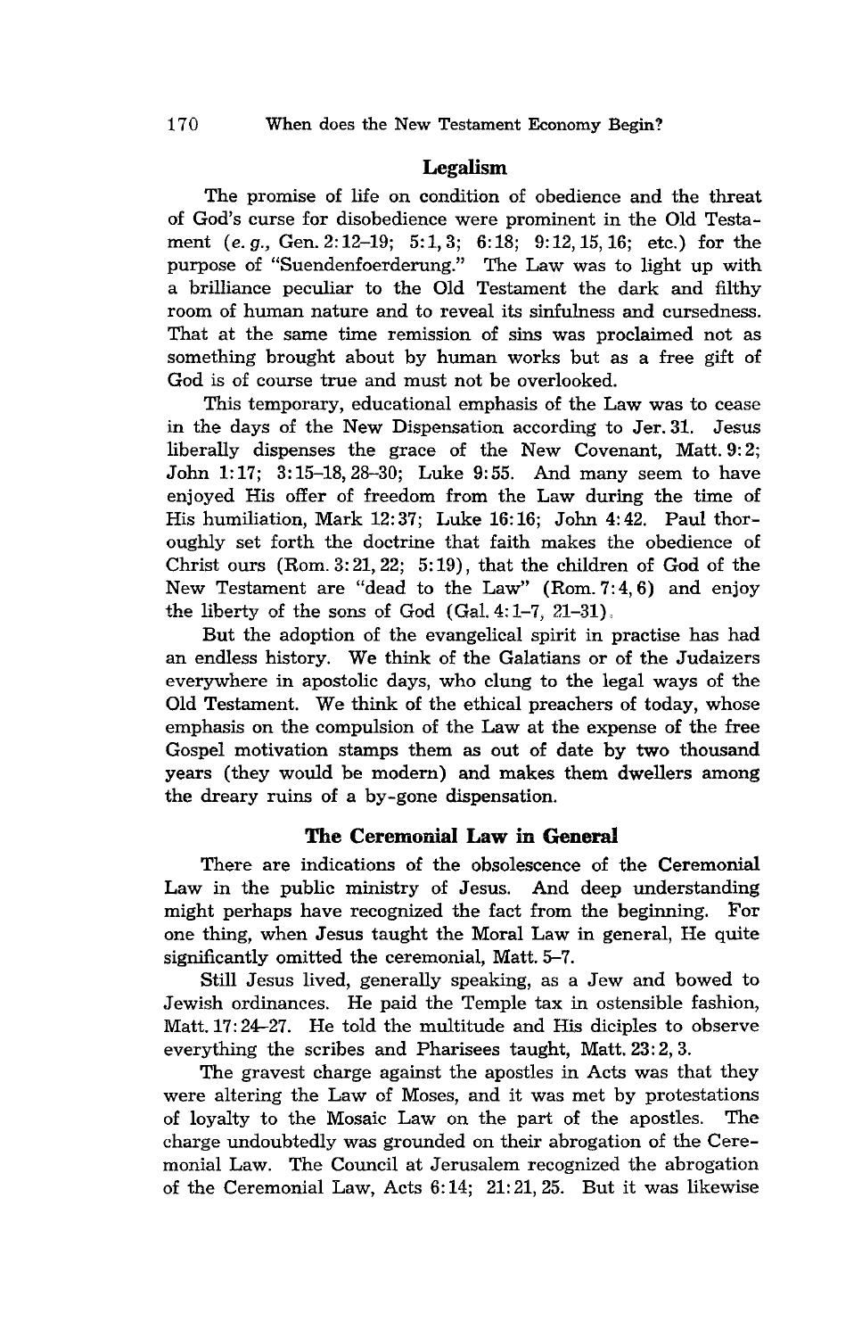## Legalism

The promise of life on condition of obedience and the threat of God's curse for disobedience were prominent in the Old Testament (*e.g.*, Gen. 2:12–19; 5:1, 3; 6:18; 9:12, 15, 16; etc.) for the purpose of "Suendenfoerderung." The Law was to light up with a brilliance peculiar to the Old Testament the dark and filthy room of human nature and to reveal its sinfulness and cursedness. That at the same time remission of sins was proclaimed not as something brought about by human works but as a free gift of God is of course true and must not be overlooked.

This temporary, educational emphasis of the Law was to cease in the days of the New Dispensation according to Jer. 31. Jesus liberally dispenses the grace of the New Covenant, Matt. 9:2; John 1:17; 3:15–18, 28–30; Luke 9:55. And many seem to have enjoyed His offer of freedom from the Law during the time of His humiliation, Mark 12:37; Luke 16:16; John 4:42. Paul thoroughly set forth the doctrine that faith makes the obedience of Christ ours (Rom. 3:21, 22; 5:19), that the children of God of the New Testament are "dead to the Law" (Rom. 7:4, 6) and enjoy the liberty of the sons of God (Gal. 4:1–7, 21–31).

But the adoption of the evangelical spirit in practise has had an endless history. We think of the Galatians or of the Judaizers everywhere in apostolic days, who clung to the legal ways of the Old Testament. We think of the ethical preachers of today, whose emphasis on the compulsion of the Law at the expense of the free Gospel motivation stamps them as out of date by two thousand years (they would be modern) and makes them dwellers among the dreary ruins of a by-gone dispensation.

## The Ceremonial Law in General

There are indications of the obsolescence of the Ceremonial Law in the public ministry of Jesus. And deep understanding might perhaps have recognized the fact from the beginning. For one thing, when Jesus taught the Moral Law in general, He quite significantly omitted the ceremonial, Matt. 5–7.

Still Jesus lived, generally speaking, as a Jew and bowed to Jewish ordinances. He paid the Temple tax in ostensible fashion, Matt. 17:24–27. He told the multitude and His diciples to observe everything the scribes and Pharisees taught, Matt. 23:2, 3.

The gravest charge against the apostles in Acts was that they were altering the Law of Moses, and it was met by protestations of loyalty to the Mosaic Law on the part of the apostles. The charge undoubtedly was grounded on their abrogation of the Ceremonial Law. The Council at Jerusalem recognized the abrogation of the Ceremonial Law, Acts 6:14; 21:21, 25. But it was likewise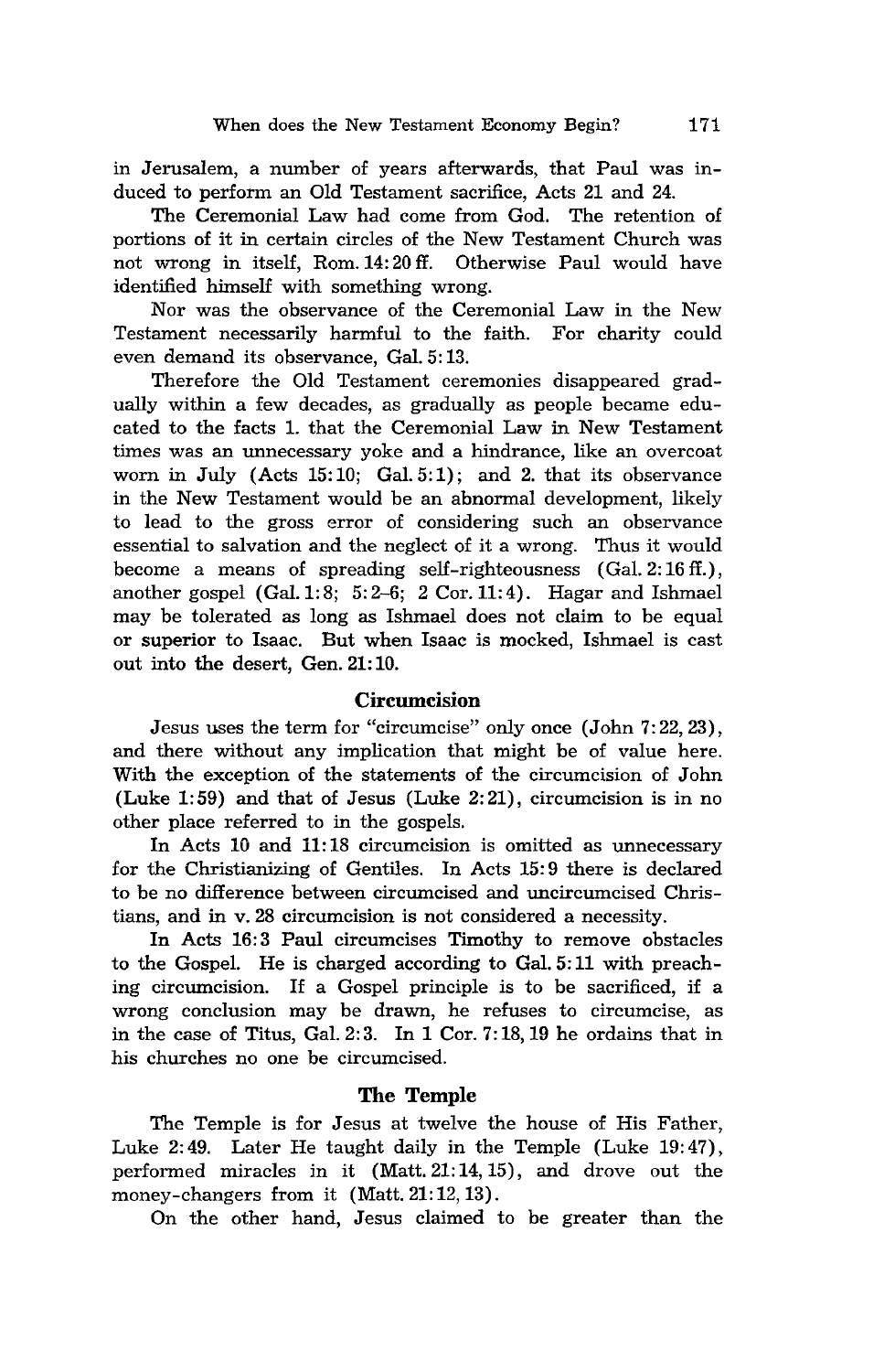in Jerusalem, a number of years afterwards, that Paul was induced to perform an Old Testament sacrifice, Acts 21 and 24.

The Ceremonial Law had come from God. The retention of portions of it in certain circles of the New Testament Church was not wrong in itself, Rom. 14:20 ff. Otherwise Paul would have identified himself with something wrong.

Nor was the observance of the Ceremonial Law in the New Testament necessarily harmful to the faith. For charity could even demand its observance, Gal. 5:13.

Therefore the Old Testament ceremonies disappeared gradually within a few decades, as gradually as people became educated to the facts 1. that the Ceremonial Law in New Testament times was an unnecessary yoke and a hindrance, like an overcoat worn in July (Acts 15:10; Gal. 5:1); and 2. that its observance in the New Testament would be an abnormal development, likely to lead to the gross error of considering such an observance essential to salvation and the neglect of it a wrong. Thus it would become a means of spreading self-righteousness (Gal. 2:16 ff.), another gospel (Gal. 1:8; 5:2-6; 2 Cor. 11:4). Hagar and Ishmael may be tolerated as long as Ishmael does not claim to be equal or superior to Isaac. But when Isaac is mocked, Ishmael is cast out into the desert, Gen. 21:10.

## Circumcision

Jesus uses the term for "circumcise" only once (John 7:22, 23), and there without any implication that might be of value here. With the exception of the statements of the circumcision of John (Luke 1:59) and that of Jesus (Luke 2:21), circumcision is in no other place referred to in the gospels.

In Acts 10 and 11:18 circumcision is omitted as unnecessary for the Christianizing of Gentiles. In Acts 15:9 there is declared to be no difference between circumcised and uncircumcised Christians, and in v. 28 circumcision is not considered a necessity.

In Acts 16:3 Paul circumcises Timothy to remove obstacles to the Gospel. He is charged according to Gal. 5:11 with preaching circumcision. If a Gospel principle is to be sacrificed, if a wrong conclusion may be drawn, he refuses to circumcise, as in the case of Titus, Gal. 2:3. In 1 Cor. 7:18, 19 he ordains that in his churches no one be circumcised.

## The Temple

The Temple is for Jesus at twelve the house of His Father, Luke 2:49. Later He taught daily in the Temple (Luke 19:47), performed miracles in it (Matt. 21:14, 15), and drove out the money-changers from it (Matt. 21:12, 13).

On the other hand, Jesus claimed to be greater than the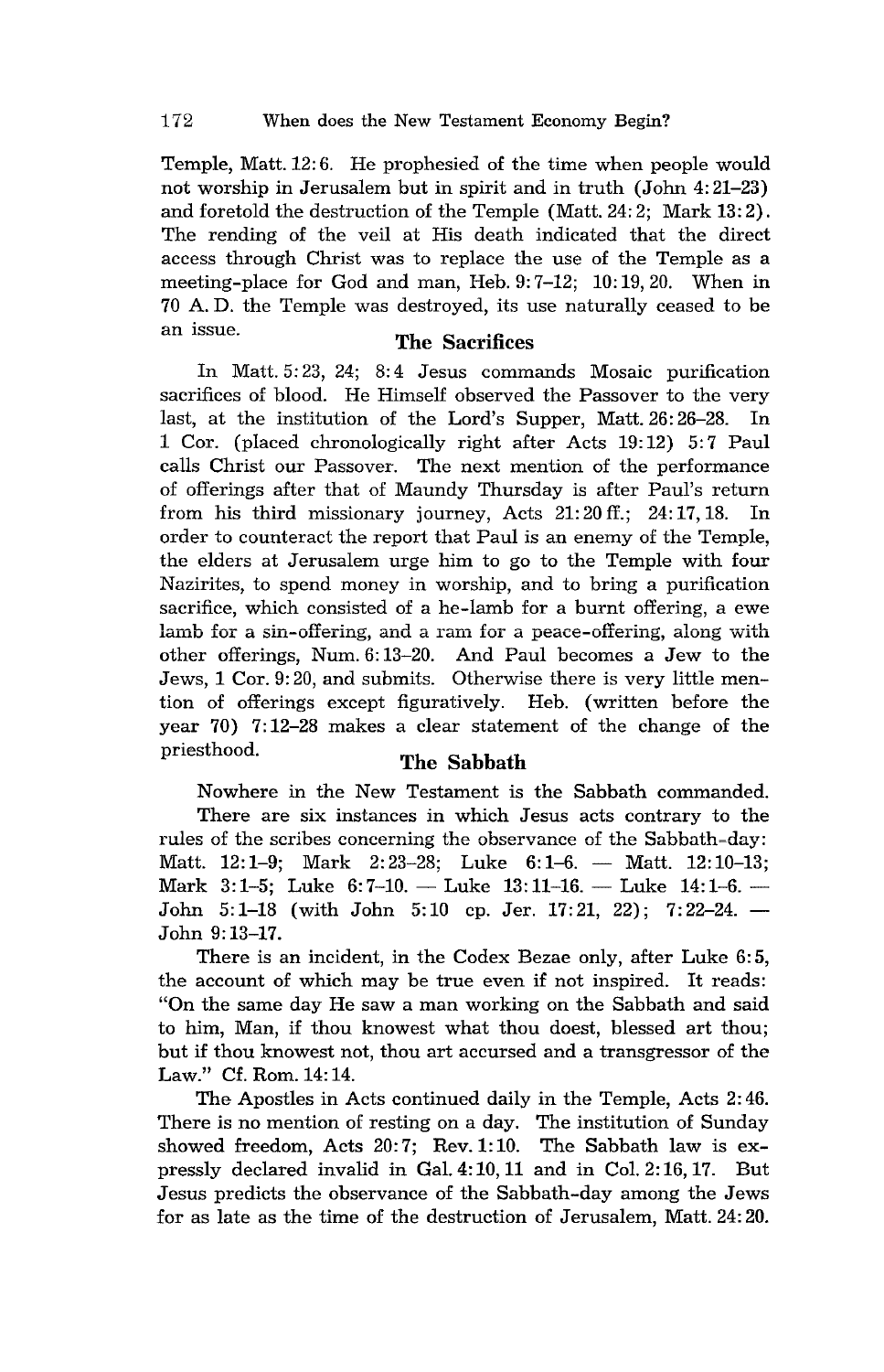Temple, Matt. 12:6. He prophesied of the time when people would not worship in Jerusalem but in spirit and in truth (John 4:21–23) and foretold the destruction of the Temple (Matt. 24:2; Mark 13:2). The rending of the veil at His death indicated that the direct access through Christ was to replace the use of the Temple as a meeting-place for God and man, Heb. 9:7–12; 10:19, 20. When in 70 A. D. the Temple was destroyed, its use naturally ceased to be an issue.

## The Sacrifices

In Matt. 5:23, 24; 8:4 Jesus commands Mosaic purification sacrifices of blood. He Himself observed the Passover to the very last, at the institution of the Lord's Supper, Matt. 26:26–28. In 1 Cor. (placed chronologically right after Acts 19:12) 5:7 Paul calls Christ our Passover. The next mention of the performance of offerings after that of Maundy Thursday is after Paul's return from his third missionary journey, Acts 21:20 ff.; 24:17, 18. In order to counteract the report that Paul is an enemy of the Temple, the elders at Jerusalem urge him to go to the Temple with four Nazirites, to spend money in worship, and to bring a purification sacrifice, which consisted of a he-lamb for a burnt offering, a ewe lamb for a sin-offering, and a ram for a peace-offering, along with other offerings, Num. 6:13–20. And Paul becomes a Jew to the Jews, 1 Cor. 9:20, and submits. Otherwise there is very little mention of offerings except figuratively. Heb. (written before the year 70) 7:12–28 makes a clear statement of the change of the priesthood.

## The Sabbath

Nowhere in the New Testament is the Sabbath commanded.

There are six instances in which Jesus acts contrary to the rules of the scribes concerning the observance of the Sabbath-day: Matt. 12:1–9; Mark 2:23–28; Luke 6:1–6. — Matt. 12:10–13; Mark 3:1–5; Luke 6:7–10. — Luke 13:11–16. — Luke 14:1–6. — John 5:1–18 (with John 5:10 cp. Jer. 17:21, 22); 7:22–24. — John 9:13–17.

There is an incident, in the Codex Bezae only, after Luke 6:5, the account of which may be true even if not inspired. It reads: "On the same day He saw a man working on the Sabbath and said to him, Man, if thou knowest what thou doest, blessed art thou; but if thou knowest not, thou art accursed and a transgressor of the Law." Cf. Rom. 14:14.

The Apostles in Acts continued daily in the Temple, Acts 2:46. There is no mention of resting on a day. The institution of Sunday showed freedom, Acts 20:7; Rev. 1:10. The Sabbath law is expressly declared invalid in Gal. 4:10, 11 and in Col. 2:16, 17. But Jesus predicts the observance of the Sabbath-day among the Jews for as late as the time of the destruction of Jerusalem, Matt. 24:20.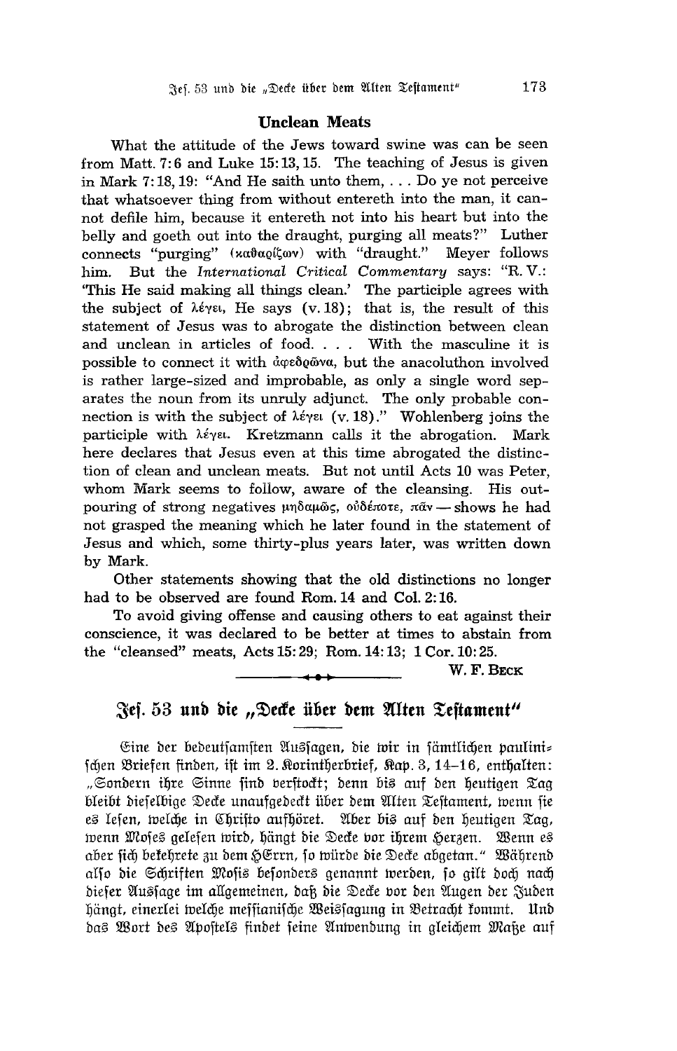## Unclean Meats

What the attitude of the Jews toward swine was can be seen from Matt. 7:6 and Luke 15:13, 15. The teaching of Jesus is given in Mark 7:18, 19: "And He saith unto them, . . . Do ye not perceive that whatsoever thing from without entereth into the man, it cannot defile him, because it entereth not into his heart but into the belly and goeth out into the draught, purging all meats?" Luther connects "purging" (καθαρίζων) with "draught." Meyer follows him. But the *International Critical Commentary* says: "R. V.: 'This He said making all things clean.' The participle agrees with the subject of λέγει, He says (v. 18); that is, the result of this statement of Jesus was to abrogate the distinction between clean and unclean in articles of food. . . . With the masculine it is possible to connect it with ἀφεδρῶνα, but the anacoluthon involved is rather large-sized and improbable, as only a single word separates the noun from its unruly adjunct. The only probable connection is with the subject of λέγει (v. 18)." Wohlenberg joins the participle with λέγει. Kretzmann calls it the abrogation. Mark here declares that Jesus even at this time abrogated the distinction of clean and unclean meats. But not until Acts 10 was Peter, whom Mark seems to follow, aware of the cleansing. His outpouring of strong negatives μηδαμῶς, οὐδέποτε, πᾶν — shows he had not grasped the meaning which he later found in the statement of Jesus and which, some thirty-plus years later, was written down by Mark.

Other statements showing that the old distinctions no longer had to be observed are found Rom. 14 and Col. 2:16.

To avoid giving offense and causing others to eat against their conscience, it was declared to be better at times to abstain from the "cleansed" meats, Acts 15:29; Rom. 14:13; 1 Cor. 10:25.

W. F. BECK

## Jes. 53 und die „Decke über dem Alten Testament"

Eine der bedeutsamsten Aussagen, die wir in sämtlichen paulinischen Briefen finden, ist im 2. Korintherbrief, Kap. 3, 14–16, enthalten: „Sondern ihre Sinne sind verstockt; denn bis auf den heutigen Tag bleibt dieselbige Decke unaufgedeckt über dem Alten Testament, wenn sie es lesen, welche in Christo aufhöret. Aber bis auf den heutigen Tag, wenn Moses gelesen wird, hängt die Decke vor ihrem Herzen. Wenn es aber sich bekehrete zu dem HErrn, so würde die Decke abgetan." Während also die Schriften Mosis besonders genannt werden, so gilt doch nach dieser Aussage im allgemeinen, daß die Decke vor den Augen der Juden hängt, einerlei welche messianische Weissagung in Betracht kommt. Und das Wort des Apostels findet seine Anwendung in gleichem Maße auf